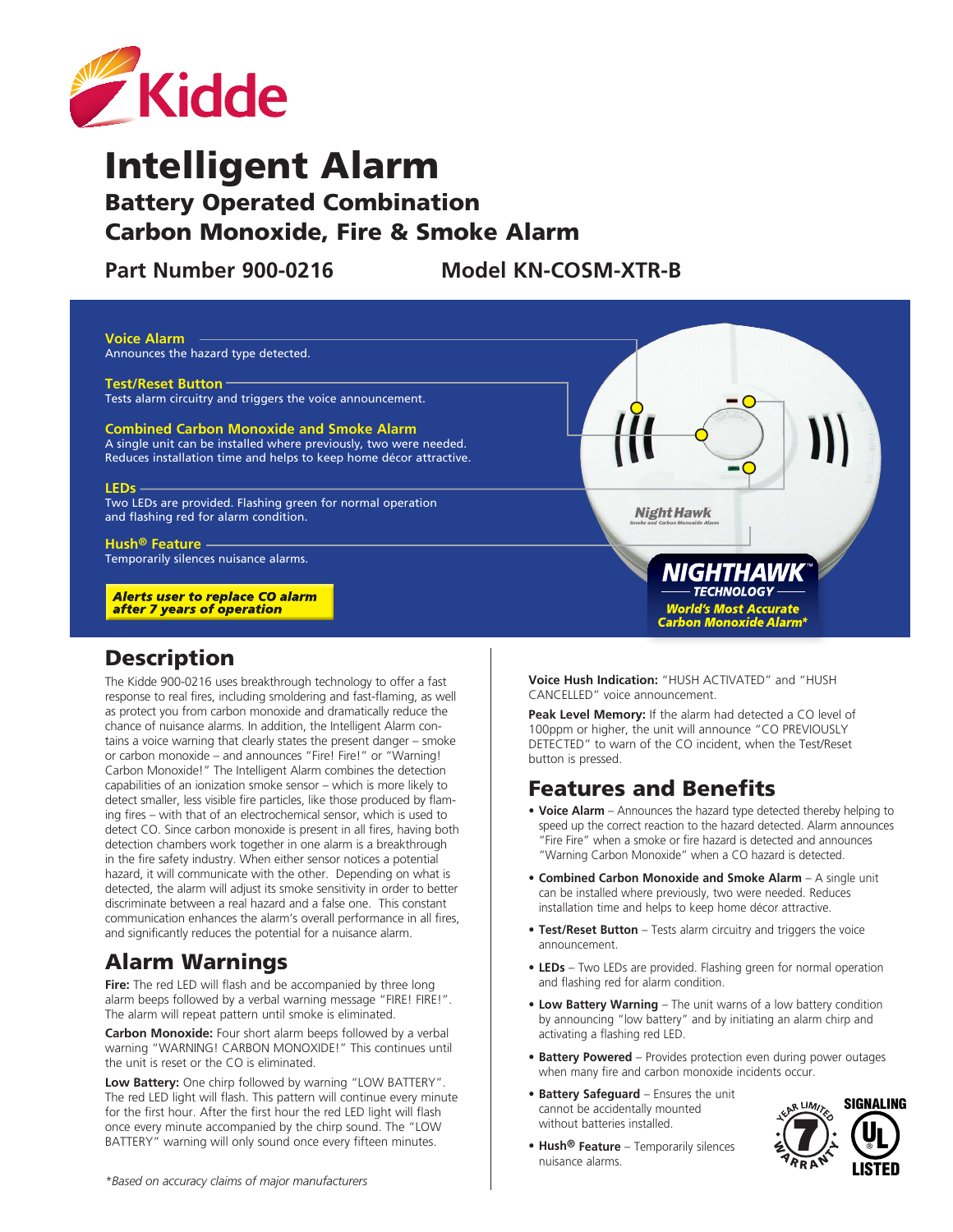Kidde

# Intelligent Alarm

## Battery Operated Combination Carbon Monoxide, Fire & Smoke Alarm

**Part Number 900-0216** **Model KN-COSM-XTR-B**

**Voice Alarm**
Announces the hazard type detected.

**Test/Reset Button**
Tests alarm circuitry and triggers the voice announcement.

**Combined Carbon Monoxide and Smoke Alarm**
A single unit can be installed where previously, two were needed. Reduces installation time and helps to keep home décor attractive.

**LEDs**
Two LEDs are provided. Flashing green for normal operation and flashing red for alarm condition.

**Hush® Feature**
Temporarily silences nuisance alarms.

***Alerts user to replace CO alarm after 7 years of operation***

NIGHTHAWK™ TECHNOLOGY
*World's Most Accurate Carbon Monoxide Alarm**

## Description

The Kidde 900-0216 uses breakthrough technology to offer a fast response to real fires, including smoldering and fast-flaming, as well as protect you from carbon monoxide and dramatically reduce the chance of nuisance alarms. In addition, the Intelligent Alarm contains a voice warning that clearly states the present danger – smoke or carbon monoxide – and announces "Fire! Fire!" or "Warning! Carbon Monoxide!" The Intelligent Alarm combines the detection capabilities of an ionization smoke sensor – which is more likely to detect smaller, less visible fire particles, like those produced by flaming fires – with that of an electrochemical sensor, which is used to detect CO. Since carbon monoxide is present in all fires, having both detection chambers work together in one alarm is a breakthrough in the fire safety industry. When either sensor notices a potential hazard, it will communicate with the other. Depending on what is detected, the alarm will adjust its smoke sensitivity in order to better discriminate between a real hazard and a false one. This constant communication enhances the alarm's overall performance in all fires, and significantly reduces the potential for a nuisance alarm.

## Alarm Warnings

**Fire:** The red LED will flash and be accompanied by three long alarm beeps followed by a verbal warning message "FIRE! FIRE!". The alarm will repeat pattern until smoke is eliminated.

**Carbon Monoxide:** Four short alarm beeps followed by a verbal warning "WARNING! CARBON MONOXIDE!" This continues until the unit is reset or the CO is eliminated.

**Low Battery:** One chirp followed by warning "LOW BATTERY". The red LED light will flash. This pattern will continue every minute for the first hour. After the first hour the red LED light will flash once every minute accompanied by the chirp sound. The "LOW BATTERY" warning will only sound once every fifteen minutes.

**Voice Hush Indication:** "HUSH ACTIVATED" and "HUSH CANCELLED" voice announcement.

**Peak Level Memory:** If the alarm had detected a CO level of 100ppm or higher, the unit will announce "CO PREVIOUSLY DETECTED" to warn of the CO incident, when the Test/Reset button is pressed.

## Features and Benefits

- **Voice Alarm** – Announces the hazard type detected thereby helping to speed up the correct reaction to the hazard detected. Alarm announces "Fire Fire" when a smoke or fire hazard is detected and announces "Warning Carbon Monoxide" when a CO hazard is detected.
- **Combined Carbon Monoxide and Smoke Alarm** – A single unit can be installed where previously, two were needed. Reduces installation time and helps to keep home décor attractive.
- **Test/Reset Button** – Tests alarm circuitry and triggers the voice announcement.
- **LEDs** – Two LEDs are provided. Flashing green for normal operation and flashing red for alarm condition.
- **Low Battery Warning** – The unit warns of a low battery condition by announcing "low battery" and by initiating an alarm chirp and activating a flashing red LED.
- **Battery Powered** – Provides protection even during power outages when many fire and carbon monoxide incidents occur.
- **Battery Safeguard** – Ensures the unit cannot be accidentally mounted without batteries installed.
- **Hush® Feature** – Temporarily silences nuisance alarms.

7 Year Limited Warranty

SIGNALING UL LISTED

*\*Based on accuracy claims of major manufacturers*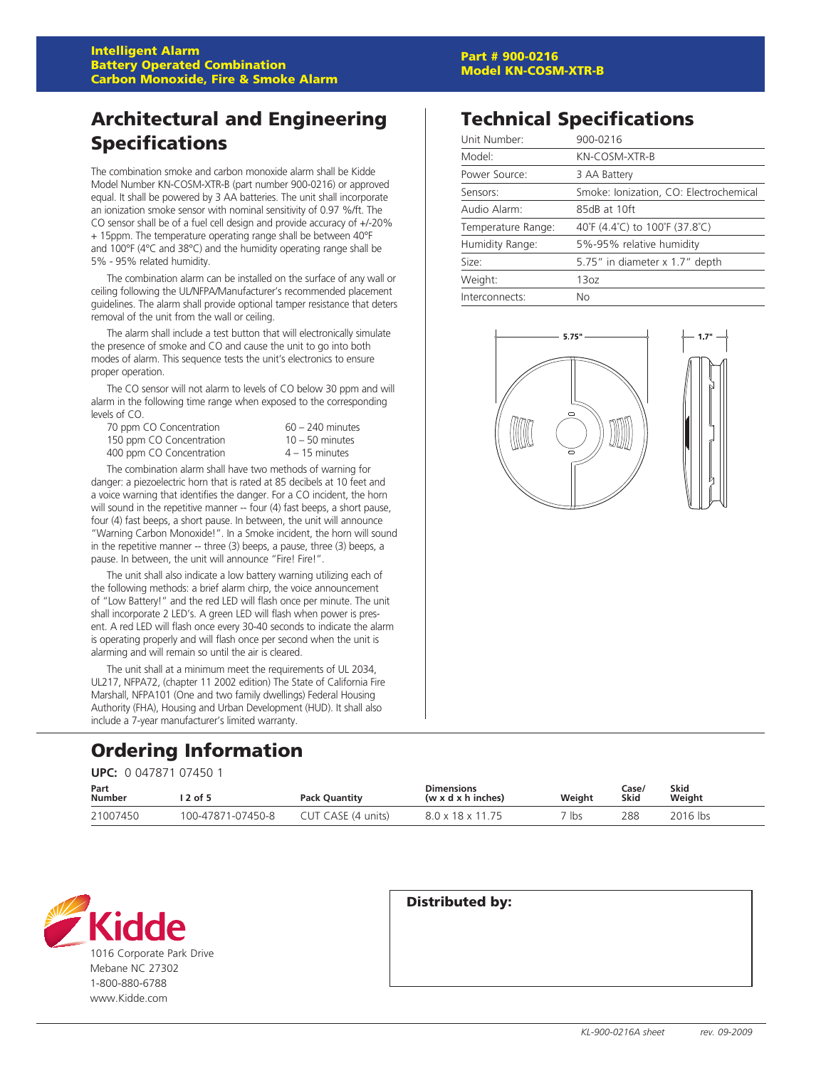**Intelligent Alarm**
**Battery Operated Combination**
**Carbon Monoxide, Fire & Smoke Alarm**

**Part # 900-0216**
**Model KN-COSM-XTR-B**

## Architectural and Engineering Specifications

The combination smoke and carbon monoxide alarm shall be Kidde Model Number KN-COSM-XTR-B (part number 900-0216) or approved equal. It shall be powered by 3 AA batteries. The unit shall incorporate an ionization smoke sensor with nominal sensitivity of 0.97 %/ft. The CO sensor shall be of a fuel cell design and provide accuracy of +/-20% + 15ppm. The temperature operating range shall be between 40°F and 100°F (4°C and 38°C) and the humidity operating range shall be 5% - 95% related humidity.

The combination alarm can be installed on the surface of any wall or ceiling following the UL/NFPA/Manufacturer's recommended placement guidelines. The alarm shall provide optional tamper resistance that deters removal of the unit from the wall or ceiling.

The alarm shall include a test button that will electronically simulate the presence of smoke and CO and cause the unit to go into both modes of alarm. This sequence tests the unit's electronics to ensure proper operation.

The CO sensor will not alarm to levels of CO below 30 ppm and will alarm in the following time range when exposed to the corresponding levels of CO.

| | |
|---|---|
| 70 ppm CO Concentration | 60 – 240 minutes |
| 150 ppm CO Concentration | 10 – 50 minutes |
| 400 ppm CO Concentration | 4 – 15 minutes |

The combination alarm shall have two methods of warning for danger: a piezoelectric horn that is rated at 85 decibels at 10 feet and a voice warning that identifies the danger. For a CO incident, the horn will sound in the repetitive manner -- four (4) fast beeps, a short pause, four (4) fast beeps, a short pause. In between, the unit will announce "Warning Carbon Monoxide!". In a Smoke incident, the horn will sound in the repetitive manner -- three (3) beeps, a pause, three (3) beeps, a pause. In between, the unit will announce "Fire! Fire!".

The unit shall also indicate a low battery warning utilizing each of the following methods: a brief alarm chirp, the voice announcement of "Low Battery!" and the red LED will flash once per minute. The unit shall incorporate 2 LED's. A green LED will flash when power is present. A red LED will flash once every 30-40 seconds to indicate the alarm is operating properly and will flash once per second when the unit is alarming and will remain so until the air is cleared.

The unit shall at a minimum meet the requirements of UL 2034, UL217, NFPA72, (chapter 11 2002 edition) The State of California Fire Marshall, NFPA101 (One and two family dwellings) Federal Housing Authority (FHA), Housing and Urban Development (HUD). It shall also include a 7-year manufacturer's limited warranty.

## Technical Specifications

| | |
|---|---|
| Unit Number: | 900-0216 |
| Model: | KN-COSM-XTR-B |
| Power Source: | 3 AA Battery |
| Sensors: | Smoke: Ionization, CO: Electrochemical |
| Audio Alarm: | 85dB at 10ft |
| Temperature Range: | 40˚F (4.4˚C) to 100˚F (37.8˚C) |
| Humidity Range: | 5%-95% relative humidity |
| Size: | 5.75" in diameter x 1.7" depth |
| Weight: | 13oz |
| Interconnects: | No |

5.75"

1.7"

## Ordering Information

**UPC:** 0 047871 07450 1

| Part Number | I 2 of 5 | Pack Quantity | Dimensions (w x d x h inches) | Weight | Case/ Skid | Skid Weight |
|---|---|---|---|---|---|---|
| 21007450 | 100-47871-07450-8 | CUT CASE (4 units) | 8.0 x 18 x 11.75 | 7 lbs | 288 | 2016 lbs |

Kidde
1016 Corporate Park Drive
Mebane NC 27302
1-800-880-6788
www.Kidde.com

**Distributed by:**

*KL-900-0216A sheet* *rev. 09-2009*